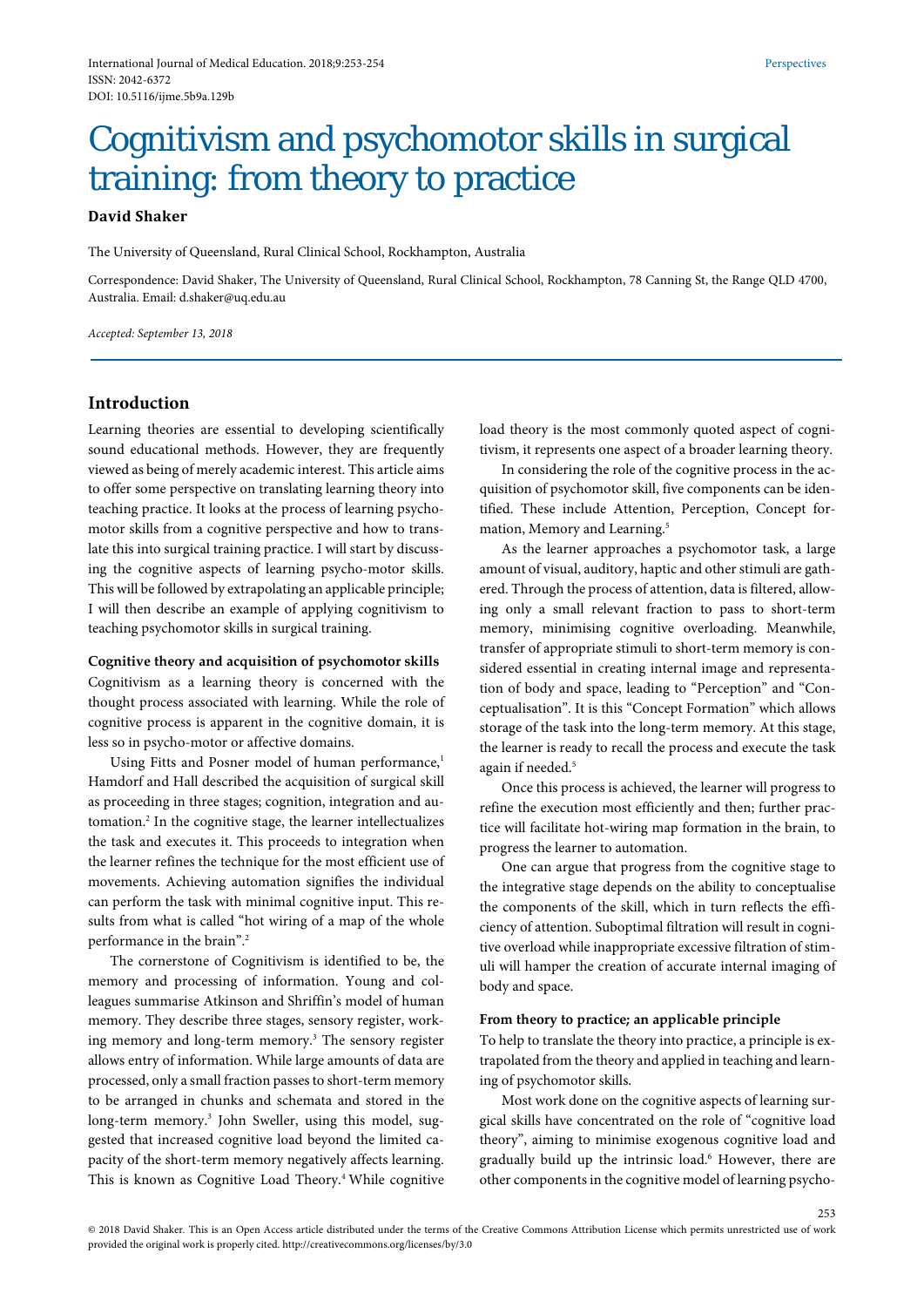# Cognitivism and psychomotor skills in surgical training: from theory to practice

**David Shaker**

The University of Queensland, Rural Clinical School, Rockhampton, Australia

Correspondence: David Shaker, The University of Queensland, Rural Clinical School, Rockhampton, 78 Canning St, the Range QLD 4700, Australia. Email: d.shaker@uq.edu.au

*Accepted: September 13, 2018*

## Introduction

Learning theories are essential to developing scientifically sound educational methods. However, they are frequently viewed as being of merely academic interest. This article aims to offer some perspective on translating learning theory into teaching practice. It looks at the process of learning psychomotor skills from a cognitive perspective and how to translate this into surgical training practice. I will start by discussing the cognitive aspects of learning psycho-motor skills. This will be followed by extrapolating an applicable principle; I will then describe an example of applying cognitivism to teaching psychomotor skills in surgical training.

**Cognitive theory and acquisition of psychomotor skills**

Cognitivism as a learning theory is concerned with the thought process associated with learning. While the role of cognitive process is apparent in the cognitive domain, it is less so in psycho-motor or affective domains.

Using Fitts and Posner model of human performance,[1] Hamdorf and Hall described the acquisition of surgical skill as proceeding in three stages; cognition, integration and automation.[2] In the cognitive stage, the learner intellectualizes the task and executes it. This proceeds to integration when the learner refines the technique for the most efficient use of movements. Achieving automation signifies the individual can perform the task with minimal cognitive input. This results from what is called "hot wiring of a map of the whole performance in the brain".[2]

The cornerstone of Cognitivism is identified to be, the memory and processing of information. Young and colleagues summarise Atkinson and Shriffin's model of human memory. They describe three stages, sensory register, working memory and long-term memory.[3] The sensory register allows entry of information. While large amounts of data are processed, only a small fraction passes to short-term memory to be arranged in chunks and schemata and stored in the long-term memory.[3] John Sweller, using this model, suggested that increased cognitive load beyond the limited capacity of the short-term memory negatively affects learning. This is known as Cognitive Load Theory.[4] While cognitive load theory is the most commonly quoted aspect of cognitivism, it represents one aspect of a broader learning theory.

In considering the role of the cognitive process in the acquisition of psychomotor skill, five components can be identified. These include Attention, Perception, Concept formation, Memory and Learning.[5]

As the learner approaches a psychomotor task, a large amount of visual, auditory, haptic and other stimuli are gathered. Through the process of attention, data is filtered, allowing only a small relevant fraction to pass to short-term memory, minimising cognitive overloading. Meanwhile, transfer of appropriate stimuli to short-term memory is considered essential in creating internal image and representation of body and space, leading to "Perception" and "Conceptualisation". It is this "Concept Formation" which allows storage of the task into the long-term memory. At this stage, the learner is ready to recall the process and execute the task again if needed.[5]

Once this process is achieved, the learner will progress to refine the execution most efficiently and then; further practice will facilitate hot-wiring map formation in the brain, to progress the learner to automation.

One can argue that progress from the cognitive stage to the integrative stage depends on the ability to conceptualise the components of the skill, which in turn reflects the efficiency of attention. Suboptimal filtration will result in cognitive overload while inappropriate excessive filtration of stimuli will hamper the creation of accurate internal imaging of body and space.

**From theory to practice; an applicable principle**

To help to translate the theory into practice, a principle is extrapolated from the theory and applied in teaching and learning of psychomotor skills.

Most work done on the cognitive aspects of learning surgical skills have concentrated on the role of "cognitive load theory", aiming to minimise exogenous cognitive load and gradually build up the intrinsic load.[6] However, there are other components in the cognitive model of learning psycho-

© 2018 David Shaker. This is an Open Access article distributed under the terms of the Creative Commons Attribution License which permits unrestricted use of work provided the original work is properly cited. http://creativecommons.org/licenses/by/3.0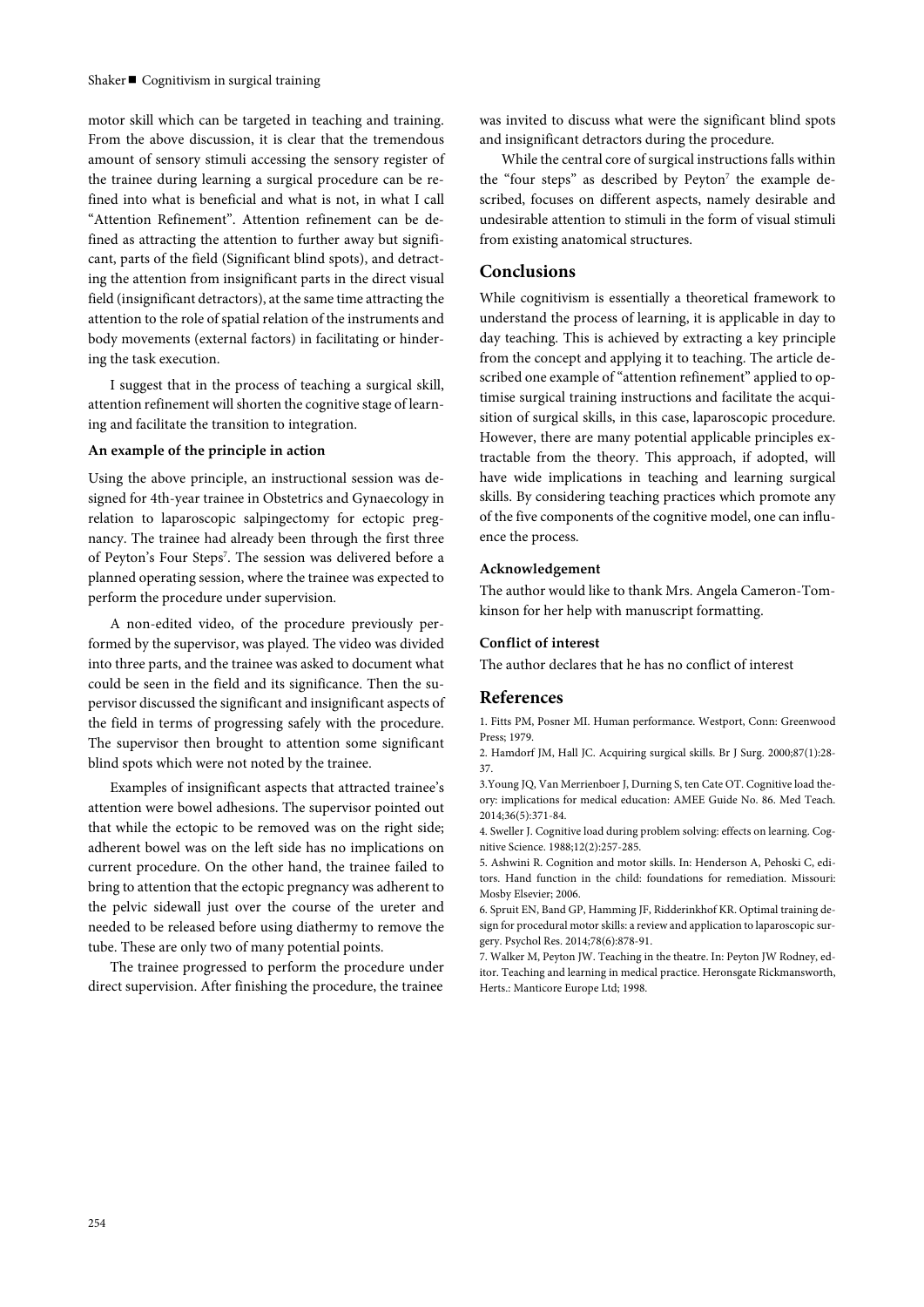motor skill which can be targeted in teaching and training. From the above discussion, it is clear that the tremendous amount of sensory stimuli accessing the sensory register of the trainee during learning a surgical procedure can be refined into what is beneficial and what is not, in what I call "Attention Refinement". Attention refinement can be defined as attracting the attention to further away but significant, parts of the field (Significant blind spots), and detracting the attention from insignificant parts in the direct visual field (insignificant detractors), at the same time attracting the attention to the role of spatial relation of the instruments and body movements (external factors) in facilitating or hindering the task execution.

I suggest that in the process of teaching a surgical skill, attention refinement will shorten the cognitive stage of learning and facilitate the transition to integration.

### An example of the principle in action

Using the above principle, an instructional session was designed for 4th-year trainee in Obstetrics and Gynaecology in relation to laparoscopic salpingectomy for ectopic pregnancy. The trainee had already been through the first three of Peyton's Four Steps[7]. The session was delivered before a planned operating session, where the trainee was expected to perform the procedure under supervision.

A non-edited video, of the procedure previously performed by the supervisor, was played. The video was divided into three parts, and the trainee was asked to document what could be seen in the field and its significance. Then the supervisor discussed the significant and insignificant aspects of the field in terms of progressing safely with the procedure. The supervisor then brought to attention some significant blind spots which were not noted by the trainee.

Examples of insignificant aspects that attracted trainee's attention were bowel adhesions. The supervisor pointed out that while the ectopic to be removed was on the right side; adherent bowel was on the left side has no implications on current procedure. On the other hand, the trainee failed to bring to attention that the ectopic pregnancy was adherent to the pelvic sidewall just over the course of the ureter and needed to be released before using diathermy to remove the tube. These are only two of many potential points.

The trainee progressed to perform the procedure under direct supervision. After finishing the procedure, the trainee was invited to discuss what were the significant blind spots and insignificant detractors during the procedure.

While the central core of surgical instructions falls within the "four steps" as described by Peyton[7] the example described, focuses on different aspects, namely desirable and undesirable attention to stimuli in the form of visual stimuli from existing anatomical structures.

## Conclusions

While cognitivism is essentially a theoretical framework to understand the process of learning, it is applicable in day to day teaching. This is achieved by extracting a key principle from the concept and applying it to teaching. The article described one example of "attention refinement" applied to optimise surgical training instructions and facilitate the acquisition of surgical skills, in this case, laparoscopic procedure. However, there are many potential applicable principles extractable from the theory. This approach, if adopted, will have wide implications in teaching and learning surgical skills. By considering teaching practices which promote any of the five components of the cognitive model, one can influence the process.

### Acknowledgement

The author would like to thank Mrs. Angela Cameron-Tomkinson for her help with manuscript formatting.

### Conflict of interest

The author declares that he has no conflict of interest

## References

1. Fitts PM, Posner MI. Human performance. Westport, Conn: Greenwood Press; 1979.
2. Hamdorf JM, Hall JC. Acquiring surgical skills. Br J Surg. 2000;87(1):28-37.
3. Young JQ, Van Merrienboer J, Durning S, ten Cate OT. Cognitive load theory: implications for medical education: AMEE Guide No. 86. Med Teach. 2014;36(5):371-84.
4. Sweller J. Cognitive load during problem solving: effects on learning. Cognitive Science. 1988;12(2):257-285.
5. Ashwini R. Cognition and motor skills. In: Henderson A, Pehoski C, editors. Hand function in the child: foundations for remediation. Missouri: Mosby Elsevier; 2006.
6. Spruit EN, Band GP, Hamming JF, Ridderinkhof KR. Optimal training design for procedural motor skills: a review and application to laparoscopic surgery. Psychol Res. 2014;78(6):878-91.
7. Walker M, Peyton JW. Teaching in the theatre. In: Peyton JW Rodney, editor. Teaching and learning in medical practice. Heronsgate Rickmansworth, Herts.: Manticore Europe Ltd; 1998.